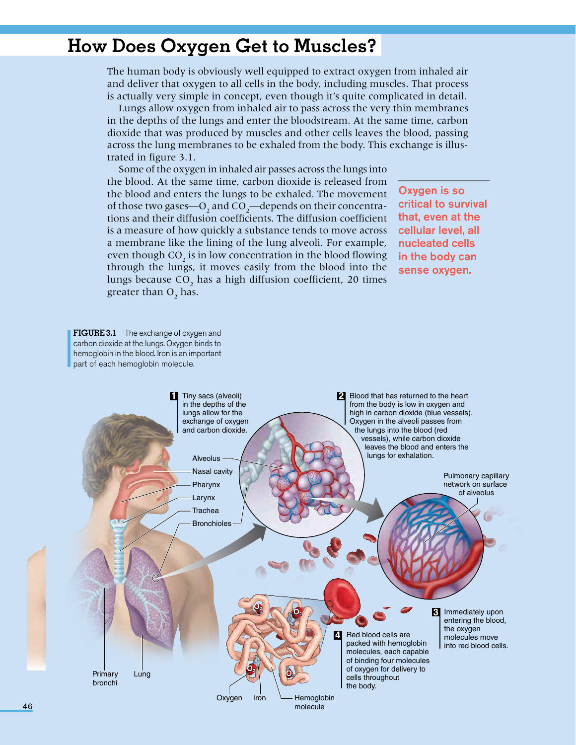# How Does Oxygen Get to Muscles?

The human body is obviously well equipped to extract oxygen from inhaled air and deliver that oxygen to all cells in the body, including muscles. That process is actually very simple in concept, even though it's quite complicated in detail.

Lungs allow oxygen from inhaled air to pass across the very thin membranes in the depths of the lungs and enter the bloodstream. At the same time, carbon dioxide that was produced by muscles and other cells leaves the blood, passing across the lung membranes to be exhaled from the body. This exchange is illustrated in figure 3.1.

Some of the oxygen in inhaled air passes across the lungs into the blood. At the same time, carbon dioxide is released from the blood and enters the lungs to be exhaled. The movement of those two gases—$O_2$ and $CO_2$—depends on their concentrations and their diffusion coefficients. The diffusion coefficient is a measure of how quickly a substance tends to move across a membrane like the lining of the lung alveoli. For example, even though $CO_2$ is in low concentration in the blood flowing through the lungs, it moves easily from the blood into the lungs because $CO_2$ has a high diffusion coefficient, 20 times greater than $O_2$ has.

**Oxygen is so critical to survival that, even at the cellular level, all nucleated cells in the body can sense oxygen.**

**FIGURE 3.1** The exchange of oxygen and carbon dioxide at the lungs. Oxygen binds to hemoglobin in the blood. Iron is an important part of each hemoglobin molecule.

1. Tiny sacs (alveoli) in the depths of the lungs allow for the exchange of oxygen and carbon dioxide.
2. Blood that has returned to the heart from the body is low in oxygen and high in carbon dioxide (blue vessels). Oxygen in the alveoli passes from the lungs into the blood (red vessels), while carbon dioxide leaves the blood and enters the lungs for exhalation.
3. Immediately upon entering the blood, the oxygen molecules move into red blood cells.
4. Red blood cells are packed with hemoglobin molecules, each capable of binding four molecules of oxygen for delivery to cells throughout the body.

Alveolus; Nasal cavity; Pharynx; Larynx; Trachea; Bronchioles; Primary bronchi; Lung; Pulmonary capillary network on surface of alveolus; Oxygen; Iron; Hemoglobin molecule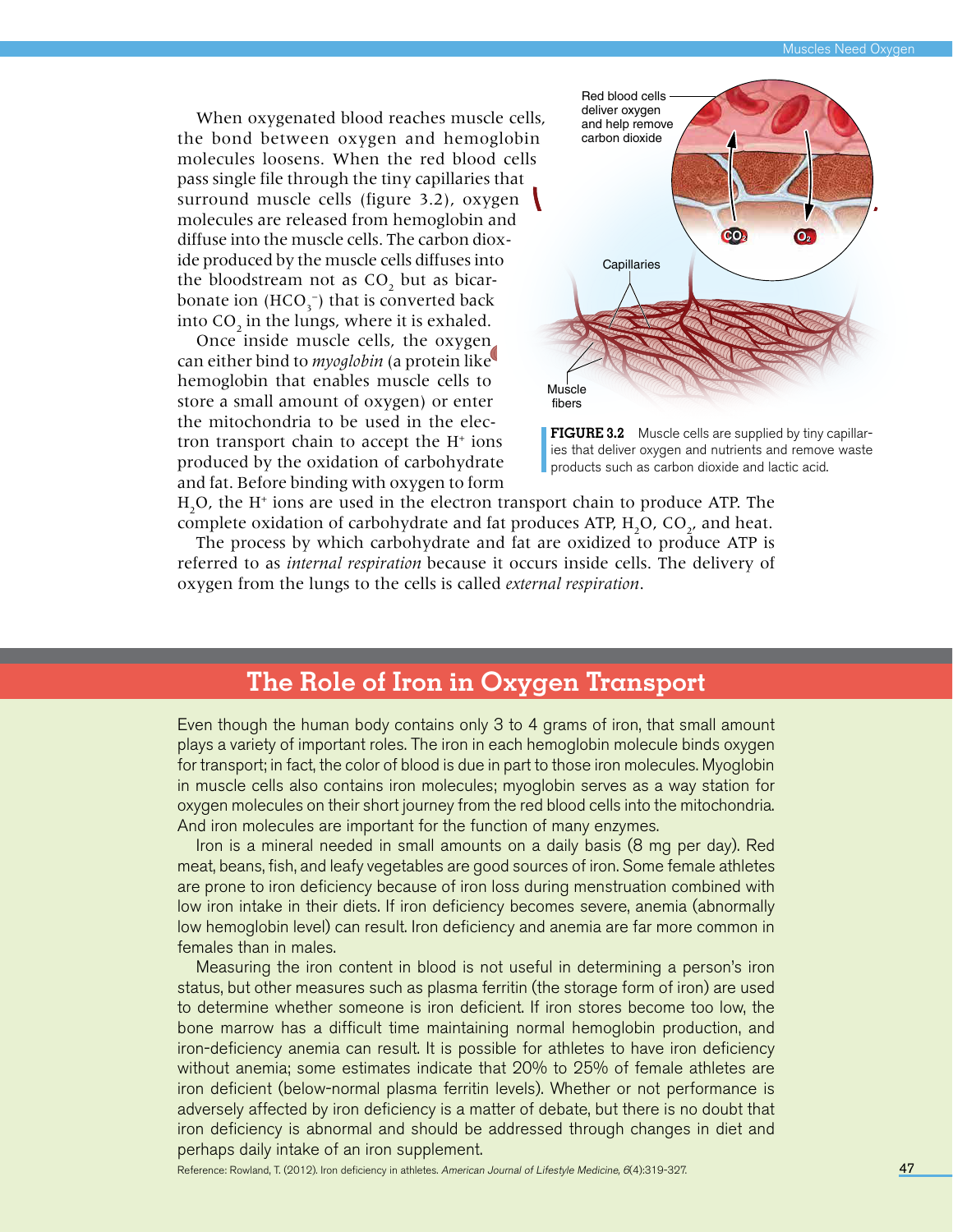When oxygenated blood reaches muscle cells, the bond between oxygen and hemoglobin molecules loosens. When the red blood cells pass single file through the tiny capillaries that surround muscle cells (figure 3.2), oxygen molecules are released from hemoglobin and diffuse into the muscle cells. The carbon dioxide produced by the muscle cells diffuses into the bloodstream not as $CO_2$ but as bicarbonate ion ($HCO_3^-$) that is converted back into $CO_2$ in the lungs, where it is exhaled.

Once inside muscle cells, the oxygen can either bind to *myoglobin* (a protein like hemoglobin that enables muscle cells to store a small amount of oxygen) or enter the mitochondria to be used in the electron transport chain to accept the $H^+$ ions produced by the oxidation of carbohydrate and fat. Before binding with oxygen to form $H_2O$, the $H^+$ ions are used in the electron transport chain to produce ATP. The complete oxidation of carbohydrate and fat produces ATP, $H_2O$, $CO_2$, and heat.

The process by which carbohydrate and fat are oxidized to produce ATP is referred to as *internal respiration* because it occurs inside cells. The delivery of oxygen from the lungs to the cells is called *external respiration*.

Red blood cells deliver oxygen and help remove carbon dioxide

$CO_2$

$O_2$

Capillaries

Muscle fibers

**FIGURE 3.2** Muscle cells are supplied by tiny capillaries that deliver oxygen and nutrients and remove waste products such as carbon dioxide and lactic acid.

## The Role of Iron in Oxygen Transport

Even though the human body contains only 3 to 4 grams of iron, that small amount plays a variety of important roles. The iron in each hemoglobin molecule binds oxygen for transport; in fact, the color of blood is due in part to those iron molecules. Myoglobin in muscle cells also contains iron molecules; myoglobin serves as a way station for oxygen molecules on their short journey from the red blood cells into the mitochondria. And iron molecules are important for the function of many enzymes.

Iron is a mineral needed in small amounts on a daily basis (8 mg per day). Red meat, beans, fish, and leafy vegetables are good sources of iron. Some female athletes are prone to iron deficiency because of iron loss during menstruation combined with low iron intake in their diets. If iron deficiency becomes severe, anemia (abnormally low hemoglobin level) can result. Iron deficiency and anemia are far more common in females than in males.

Measuring the iron content in blood is not useful in determining a person's iron status, but other measures such as plasma ferritin (the storage form of iron) are used to determine whether someone is iron deficient. If iron stores become too low, the bone marrow has a difficult time maintaining normal hemoglobin production, and iron-deficiency anemia can result. It is possible for athletes to have iron deficiency without anemia; some estimates indicate that 20% to 25% of female athletes are iron deficient (below-normal plasma ferritin levels). Whether or not performance is adversely affected by iron deficiency is a matter of debate, but there is no doubt that iron deficiency is abnormal and should be addressed through changes in diet and perhaps daily intake of an iron supplement.

Reference: Rowland, T. (2012). Iron deficiency in athletes. *American Journal of Lifestyle Medicine, 6*(4):319-327.